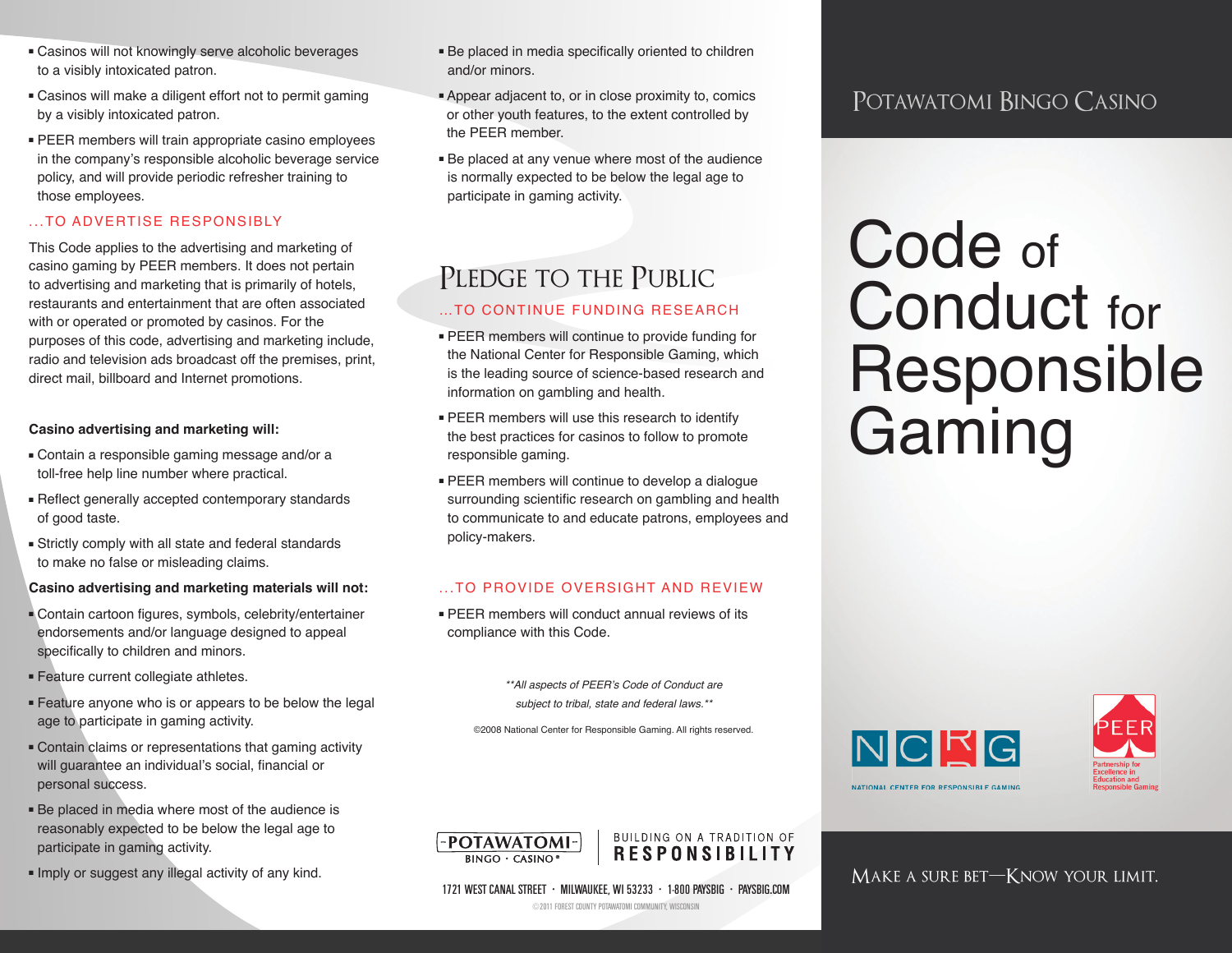- Casinos will not knowingly serve alcoholic beverages to a visibly intoxicated patron.
- Casinos will make a diligent effort not to permit gaming by a visibly intoxicated patron.
- PEER members will train appropriate casino employees in the company's responsible alcoholic beverage service policy, and will provide periodic refresher training to those employees.

### ...TO ADVERTISE RESPONSIBLY

This Code applies to the advertising and marketing of casino gaming by PEER members. It does not pertain to advertising and marketing that is primarily of hotels, restaurants and entertainment that are often associated with or operated or promoted by casinos. For the purposes of this code, advertising and marketing include, radio and television ads broadcast off the premises, print, direct mail, billboard and Internet promotions.

**Casino advertising and marketing will:**

- Contain a responsible gaming message and/or a toll-free help line number where practical.
- Reflect generally accepted contemporary standards of good taste.
- Strictly comply with all state and federal standards to make no false or misleading claims.

**Casino advertising and marketing materials will not:**

- Contain cartoon figures, symbols, celebrity/entertainer endorsements and/or language designed to appeal specifically to children and minors.
- Feature current collegiate athletes.
- Feature anyone who is or appears to be below the legal age to participate in gaming activity.
- Contain claims or representations that gaming activity will guarantee an individual's social, financial or personal success.
- Be placed in media where most of the audience is reasonably expected to be below the legal age to participate in gaming activity.
- Imply or suggest any illegal activity of any kind.
- Be placed in media specifically oriented to children and/or minors.
- Appear adjacent to, or in close proximity to, comics or other youth features, to the extent controlled by the PEER member.
- Be placed at any venue where most of the audience is normally expected to be below the legal age to participate in gaming activity.

## Pledge to the Public

### ...TO CONTINUE FUNDING RESEARCH

- PEER members will continue to provide funding for the National Center for Responsible Gaming, which is the leading source of science-based research and information on gambling and health.
- PEER members will use this research to identify the best practices for casinos to follow to promote responsible gaming.
- PEER members will continue to develop a dialogue surrounding scientific research on gambling and health to communicate to and educate patrons, employees and policy-makers.

### ...TO PROVIDE OVERSIGHT AND REVIEW

- PEER members will conduct annual reviews of its compliance with this Code.

*\*\*All aspects of PEER's Code of Conduct are subject to tribal, state and federal laws.\*\**

©2008 National Center for Responsible Gaming. All rights reserved.

POTAWATOMI BINGO · CASINO® | BUILDING ON A TRADITION OF **RESPONSIBILITY**

1721 WEST CANAL STREET · MILWAUKEE, WI 53233 · 1-800 PAYSBIG · PAYSBIG.COM

©2011 FOREST COUNTY POTAWATOMI COMMUNITY, WISCONSIN

Potawatomi Bingo Casino

# Code of Conduct for Responsible Gaming

NCRG — National Center for Responsible Gaming

PEER — Partnership for Excellence in Education and Responsible Gaming

Make a Sure Bet—Know Your Limit.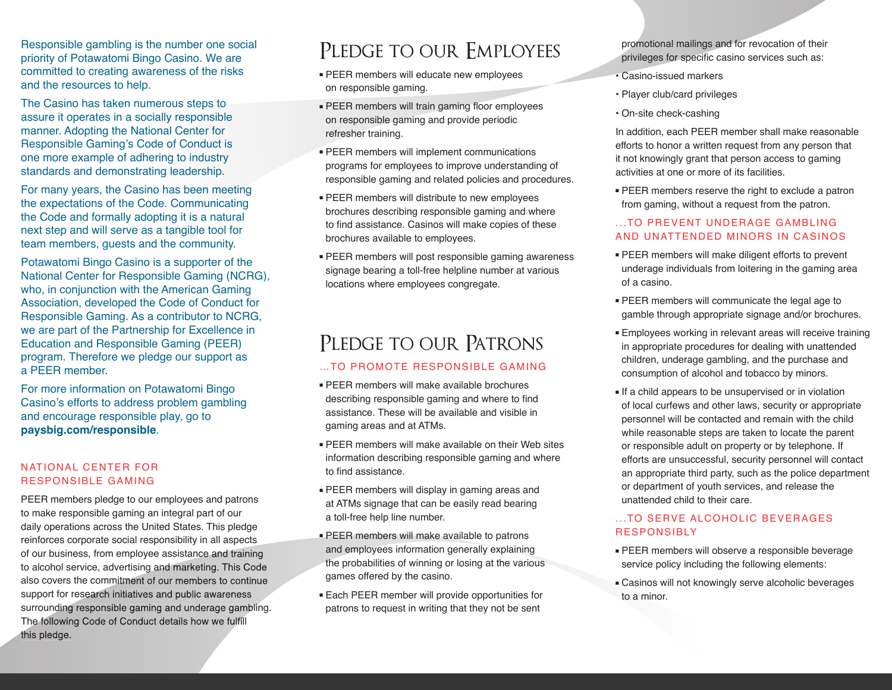Responsible gambling is the number one social priority of Potawatomi Bingo Casino. We are committed to creating awareness of the risks and the resources to help.

The Casino has taken numerous steps to assure it operates in a socially responsible manner. Adopting the National Center for Responsible Gaming's Code of Conduct is one more example of adhering to industry standards and demonstrating leadership.

For many years, the Casino has been meeting the expectations of the Code. Communicating the Code and formally adopting it is a natural next step and will serve as a tangible tool for team members, guests and the community.

Potawatomi Bingo Casino is a supporter of the National Center for Responsible Gaming (NCRG), who, in conjunction with the American Gaming Association, developed the Code of Conduct for Responsible Gaming. As a contributor to NCRG, we are part of the Partnership for Excellence in Education and Responsible Gaming (PEER) program. Therefore we pledge our support as a PEER member.

For more information on Potawatomi Bingo Casino's efforts to address problem gambling and encourage responsible play, go to **paysbig.com/responsible**.

### NATIONAL CENTER FOR RESPONSIBLE GAMING

PEER members pledge to our employees and patrons to make responsible gaming an integral part of our daily operations across the United States. This pledge reinforces corporate social responsibility in all aspects of our business, from employee assistance and training to alcohol service, advertising and marketing. This Code also covers the commitment of our members to continue support for research initiatives and public awareness surrounding responsible gaming and underage gambling. The following Code of Conduct details how we fulfill this pledge.

## Pledge to our Employees

- PEER members will educate new employees on responsible gaming.
- PEER members will train gaming floor employees on responsible gaming and provide periodic refresher training.
- PEER members will implement communications programs for employees to improve understanding of responsible gaming and related policies and procedures.
- PEER members will distribute to new employees brochures describing responsible gaming and where to find assistance. Casinos will make copies of these brochures available to employees.
- PEER members will post responsible gaming awareness signage bearing a toll-free helpline number at various locations where employees congregate.

## Pledge to our Patrons

### ...TO PROMOTE RESPONSIBLE GAMING

- PEER members will make available brochures describing responsible gaming and where to find assistance. These will be available and visible in gaming areas and at ATMs.
- PEER members will make available on their Web sites information describing responsible gaming and where to find assistance.
- PEER members will display in gaming areas and at ATMs signage that can be easily read bearing a toll-free help line number.
- PEER members will make available to patrons and employees information generally explaining the probabilities of winning or losing at the various games offered by the casino.
- Each PEER member will provide opportunities for patrons to request in writing that they not be sent promotional mailings and for revocation of their privileges for specific casino services such as:
  - Casino-issued markers
  - Player club/card privileges
  - On-site check-cashing

  In addition, each PEER member shall make reasonable efforts to honor a written request from any person that it not knowingly grant that person access to gaming activities at one or more of its facilities.
- PEER members reserve the right to exclude a patron from gaming, without a request from the patron.

### ...TO PREVENT UNDERAGE GAMBLING AND UNATTENDED MINORS IN CASINOS

- PEER members will make diligent efforts to prevent underage individuals from loitering in the gaming area of a casino.
- PEER members will communicate the legal age to gamble through appropriate signage and/or brochures.
- Employees working in relevant areas will receive training in appropriate procedures for dealing with unattended children, underage gambling, and the purchase and consumption of alcohol and tobacco by minors.
- If a child appears to be unsupervised or in violation of local curfews and other laws, security or appropriate personnel will be contacted and remain with the child while reasonable steps are taken to locate the parent or responsible adult on property or by telephone. If efforts are unsuccessful, security personnel will contact an appropriate third party, such as the police department or department of youth services, and release the unattended child to their care.

### ...TO SERVE ALCOHOLIC BEVERAGES RESPONSIBLY

- PEER members will observe a responsible beverage service policy including the following elements:
- Casinos will not knowingly serve alcoholic beverages to a minor.